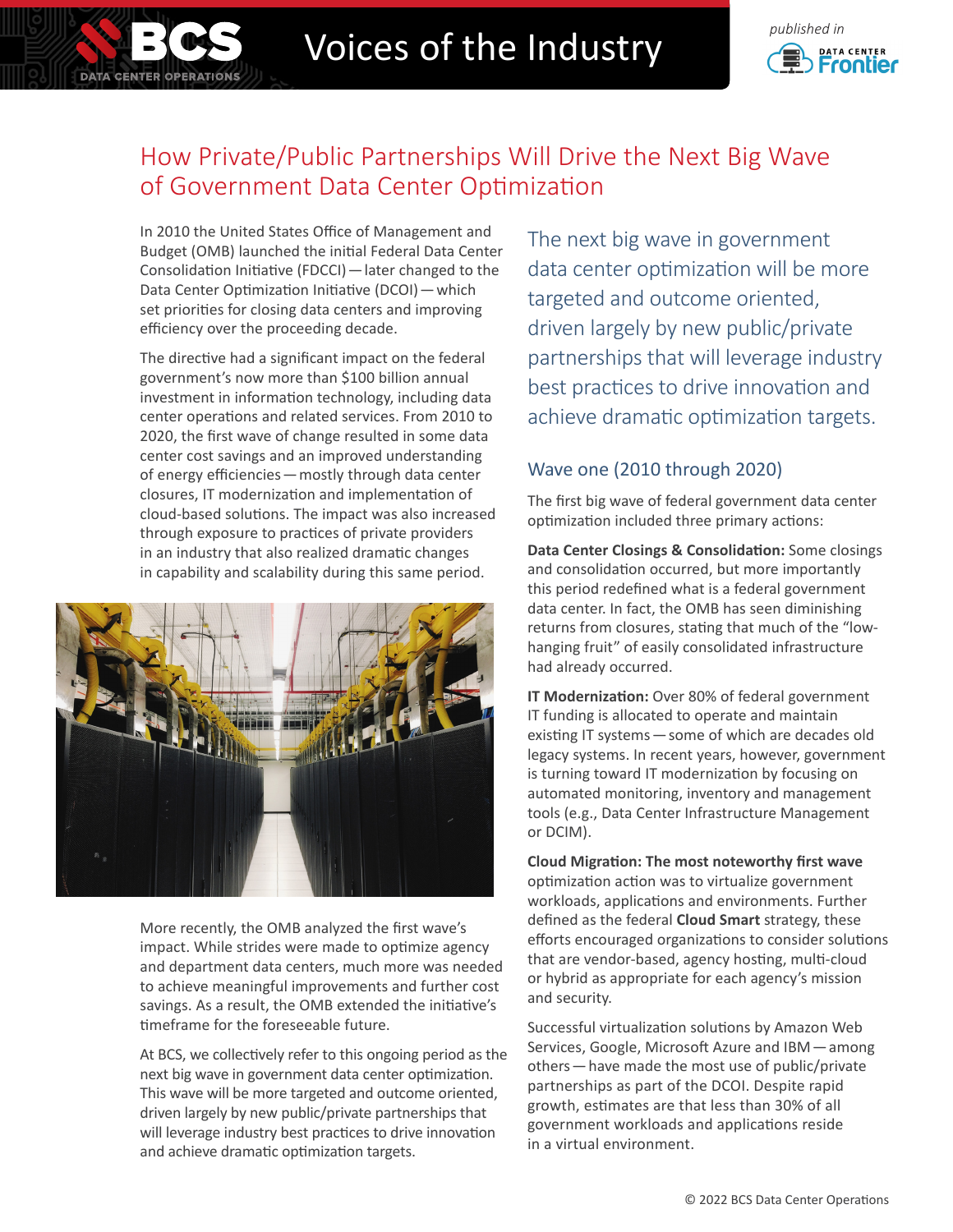# How Private/Public Partnerships Will Drive the Next Big Wave of Government Data Center Optimization

In 2010 the United States Office of Management and Budget (OMB) launched the initial Federal Data Center Consolidation Initiative (FDCCI) — later changed to the Data Center Optimization Initiative (DCOI) — which set priorities for closing data centers and improving efficiency over the proceeding decade.

The directive had a significant impact on the federal government's now more than $100 billion annual investment in information technology, including data center operations and related services. From 2010 to 2020, the first wave of change resulted in some data center cost savings and an improved understanding of energy efficiencies — mostly through data center closures, IT modernization and implementation of cloud-based solutions. The impact was also increased through exposure to practices of private providers in an industry that also realized dramatic changes in capability and scalability during this same period.

More recently, the OMB analyzed the first wave's impact. While strides were made to optimize agency and department data centers, much more was needed to achieve meaningful improvements and further cost savings. As a result, the OMB extended the initiative's timeframe for the foreseeable future.

At BCS, we collectively refer to this ongoing period as the next big wave in government data center optimization. This wave will be more targeted and outcome oriented, driven largely by new public/private partnerships that will leverage industry best practices to drive innovation and achieve dramatic optimization targets.

> The next big wave in government data center optimization will be more targeted and outcome oriented, driven largely by new public/private partnerships that will leverage industry best practices to drive innovation and achieve dramatic optimization targets.

## Wave one (2010 through 2020)

The first big wave of federal government data center optimization included three primary actions:

**Data Center Closings & Consolidation:** Some closings and consolidation occurred, but more importantly this period redefined what is a federal government data center. In fact, the OMB has seen diminishing returns from closures, stating that much of the "low-hanging fruit" of easily consolidated infrastructure had already occurred.

**IT Modernization:** Over 80% of federal government IT funding is allocated to operate and maintain existing IT systems — some of which are decades old legacy systems. In recent years, however, government is turning toward IT modernization by focusing on automated monitoring, inventory and management tools (e.g., Data Center Infrastructure Management or DCIM).

**Cloud Migration: The most noteworthy first wave** optimization action was to virtualize government workloads, applications and environments. Further defined as the federal **Cloud Smart** strategy, these efforts encouraged organizations to consider solutions that are vendor-based, agency hosting, multi-cloud or hybrid as appropriate for each agency's mission and security.

Successful virtualization solutions by Amazon Web Services, Google, Microsoft Azure and IBM — among others — have made the most use of public/private partnerships as part of the DCOI. Despite rapid growth, estimates are that less than 30% of all government workloads and applications reside in a virtual environment.

© 2022 BCS Data Center Operations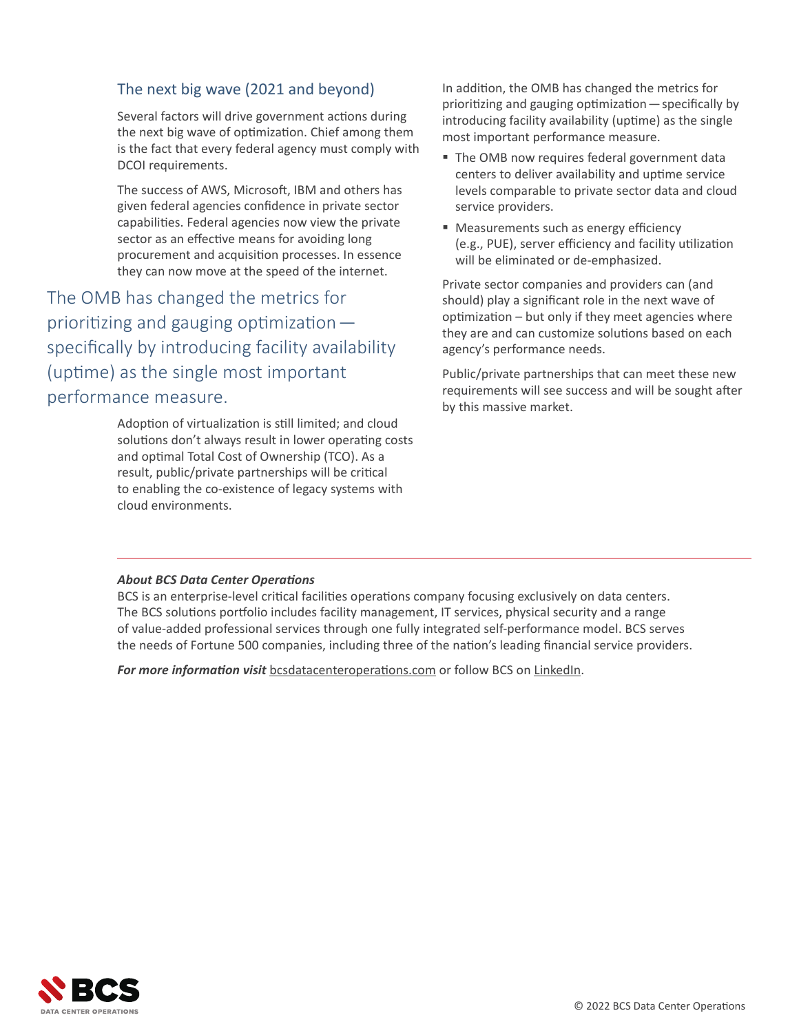## The next big wave (2021 and beyond)

Several factors will drive government actions during the next big wave of optimization. Chief among them is the fact that every federal agency must comply with DCOI requirements.

The success of AWS, Microsoft, IBM and others has given federal agencies confidence in private sector capabilities. Federal agencies now view the private sector as an effective means for avoiding long procurement and acquisition processes. In essence they can now move at the speed of the internet.

> The OMB has changed the metrics for prioritizing and gauging optimization — specifically by introducing facility availability (uptime) as the single most important performance measure.

Adoption of virtualization is still limited; and cloud solutions don't always result in lower operating costs and optimal Total Cost of Ownership (TCO). As a result, public/private partnerships will be critical to enabling the co-existence of legacy systems with cloud environments.

In addition, the OMB has changed the metrics for prioritizing and gauging optimization — specifically by introducing facility availability (uptime) as the single most important performance measure.

- The OMB now requires federal government data centers to deliver availability and uptime service levels comparable to private sector data and cloud service providers.
- Measurements such as energy efficiency (e.g., PUE), server efficiency and facility utilization will be eliminated or de-emphasized.

Private sector companies and providers can (and should) play a significant role in the next wave of optimization – but only if they meet agencies where they are and can customize solutions based on each agency's performance needs.

Public/private partnerships that can meet these new requirements will see success and will be sought after by this massive market.

---

***About BCS Data Center Operations***
BCS is an enterprise-level critical facilities operations company focusing exclusively on data centers. The BCS solutions portfolio includes facility management, IT services, physical security and a range of value-added professional services through one fully integrated self-performance model. BCS serves the needs of Fortune 500 companies, including three of the nation's leading financial service providers.

***For more information visit*** bcsdatacenteroperations.com or follow BCS on LinkedIn.

© 2022 BCS Data Center Operations